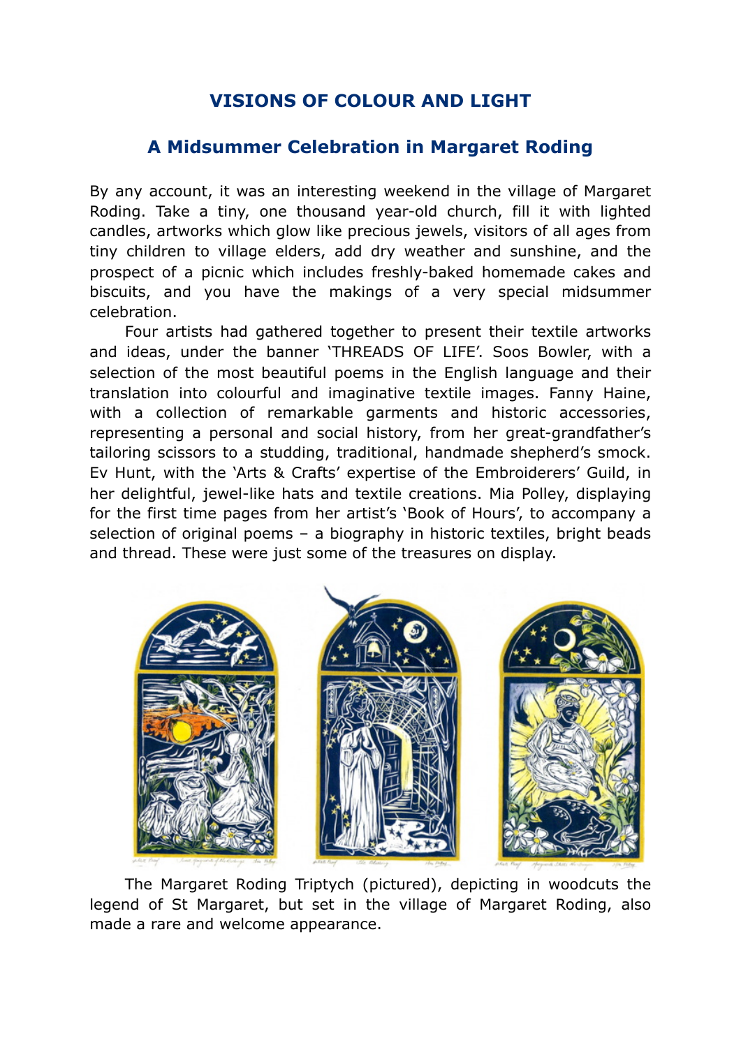# VISIONS OF COLOUR AND LIGHT

## A Midsummer Celebration in Margaret Roding

By any account, it was an interesting weekend in the village of Margaret Roding. Take a tiny, one thousand year-old church, fill it with lighted candles, artworks which glow like precious jewels, visitors of all ages from tiny children to village elders, add dry weather and sunshine, and the prospect of a picnic which includes freshly-baked homemade cakes and biscuits, and you have the makings of a very special midsummer celebration.

Four artists had gathered together to present their textile artworks and ideas, under the banner 'THREADS OF LIFE'. Soos Bowler, with a selection of the most beautiful poems in the English language and their translation into colourful and imaginative textile images. Fanny Haine, with a collection of remarkable garments and historic accessories, representing a personal and social history, from her great-grandfather's tailoring scissors to a studding, traditional, handmade shepherd's smock. Ev Hunt, with the 'Arts & Crafts' expertise of the Embroiderers' Guild, in her delightful, jewel-like hats and textile creations. Mia Polley, displaying for the first time pages from her artist's 'Book of Hours', to accompany a selection of original poems – a biography in historic textiles, bright beads and thread. These were just some of the treasures on display.

The Margaret Roding Triptych (pictured), depicting in woodcuts the legend of St Margaret, but set in the village of Margaret Roding, also made a rare and welcome appearance.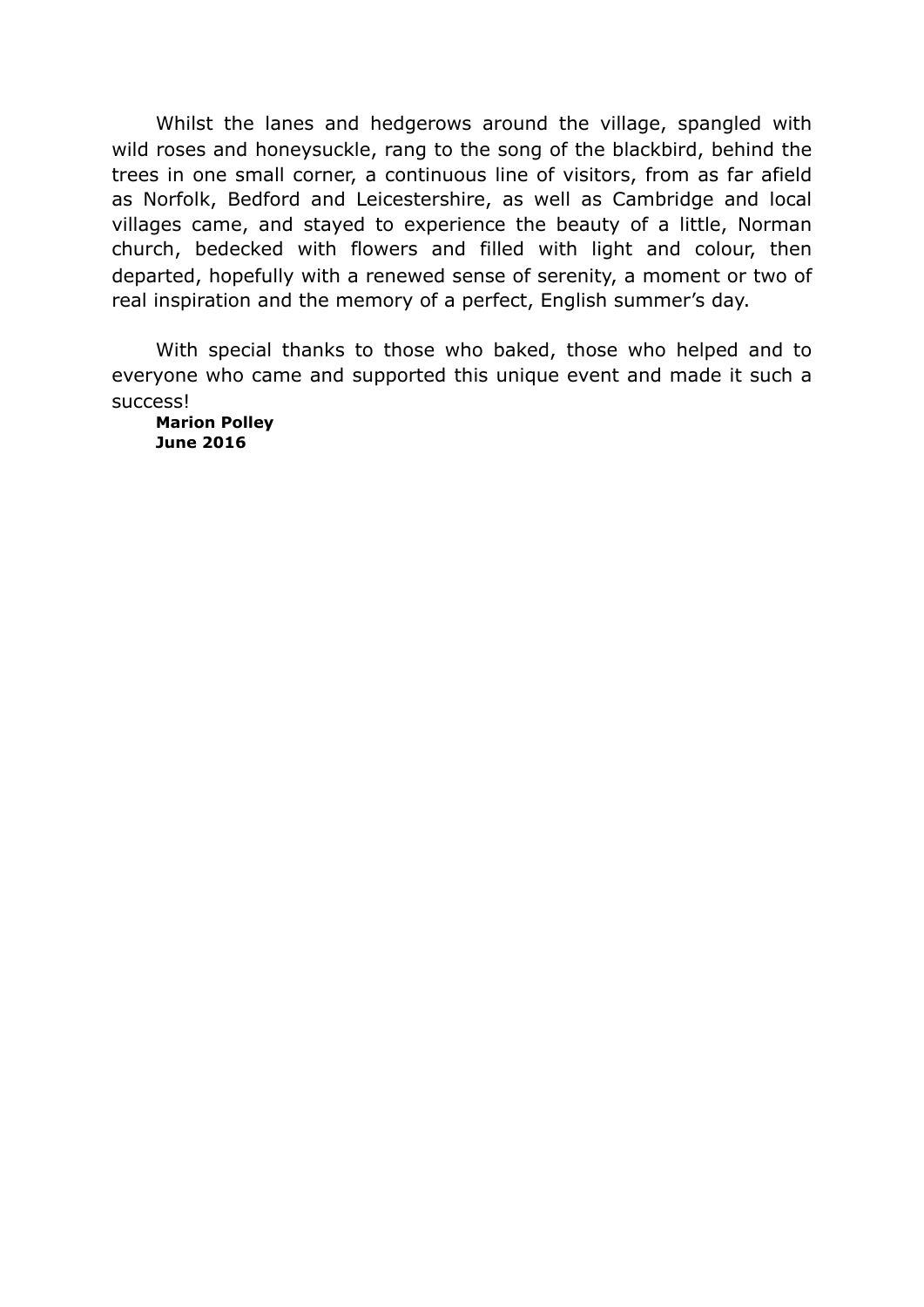Whilst the lanes and hedgerows around the village, spangled with wild roses and honeysuckle, rang to the song of the blackbird, behind the trees in one small corner, a continuous line of visitors, from as far afield as Norfolk, Bedford and Leicestershire, as well as Cambridge and local villages came, and stayed to experience the beauty of a little, Norman church, bedecked with flowers and filled with light and colour, then departed, hopefully with a renewed sense of serenity, a moment or two of real inspiration and the memory of a perfect, English summer's day.

With special thanks to those who baked, those who helped and to everyone who came and supported this unique event and made it such a success!

**Marion Polley**
**June 2016**